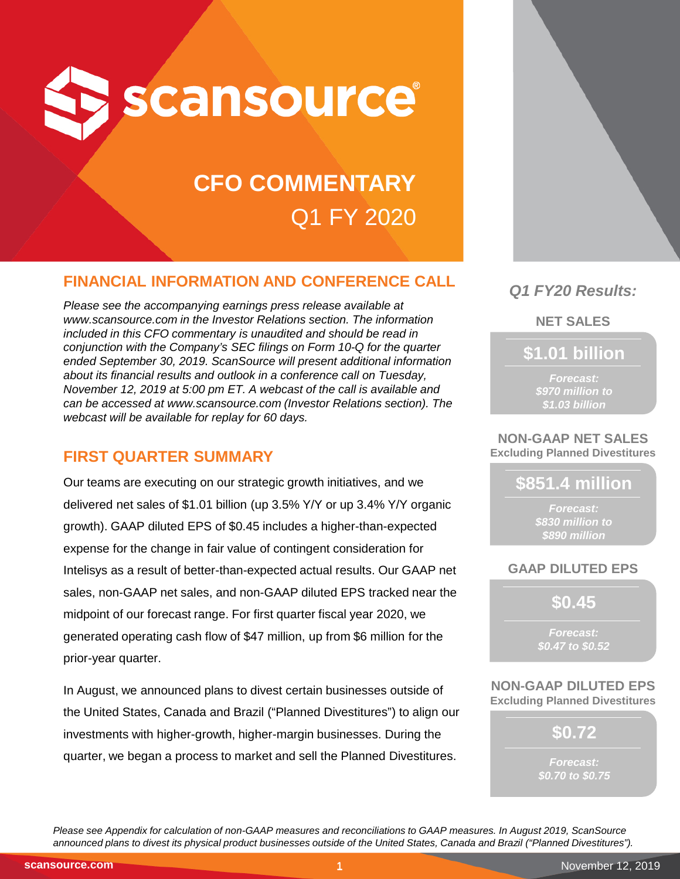# scansource

## CFO COMMENTARY

## Q1 FY 2020

### FINANCIAL INFORMATION AND CONFERENCE CALL

*Please see the accompanying earnings press release available at www.scansource.com in the Investor Relations section. The information included in this CFO commentary is unaudited and should be read in conjunction with the Company's SEC filings on Form 10-Q for the quarter ended September 30, 2019. ScanSource will present additional information about its financial results and outlook in a conference call on Tuesday, November 12, 2019 at 5:00 pm ET. A webcast of the call is available and can be accessed at www.scansource.com (Investor Relations section). The webcast will be available for replay for 60 days.*

### FIRST QUARTER SUMMARY

Our teams are executing on our strategic growth initiatives, and we delivered net sales of $1.01 billion (up 3.5% Y/Y or up 3.4% Y/Y organic growth). GAAP diluted EPS of $0.45 includes a higher-than-expected expense for the change in fair value of contingent consideration for Intelisys as a result of better-than-expected actual results. Our GAAP net sales, non-GAAP net sales, and non-GAAP diluted EPS tracked near the midpoint of our forecast range. For first quarter fiscal year 2020, we generated operating cash flow of $47 million, up from $6 million for the prior-year quarter.

In August, we announced plans to divest certain businesses outside of the United States, Canada and Brazil ("Planned Divestitures") to align our investments with higher-growth, higher-margin businesses. During the quarter, we began a process to market and sell the Planned Divestitures.

*Q1 FY20 Results:*

**NET SALES**

**$1.01 billion**

*Forecast: $970 million to $1.03 billion*

**NON-GAAP NET SALES**
**Excluding Planned Divestitures**

**$851.4 million**

*Forecast: $830 million to $890 million*

**GAAP DILUTED EPS**

**$0.45**

*Forecast: $0.47 to $0.52*

**NON-GAAP DILUTED EPS**
**Excluding Planned Divestitures**

**$0.72**

*Forecast: $0.70 to $0.75*

*Please see Appendix for calculation of non-GAAP measures and reconciliations to GAAP measures. In August 2019, ScanSource announced plans to divest its physical product businesses outside of the United States, Canada and Brazil ("Planned Divestitures").*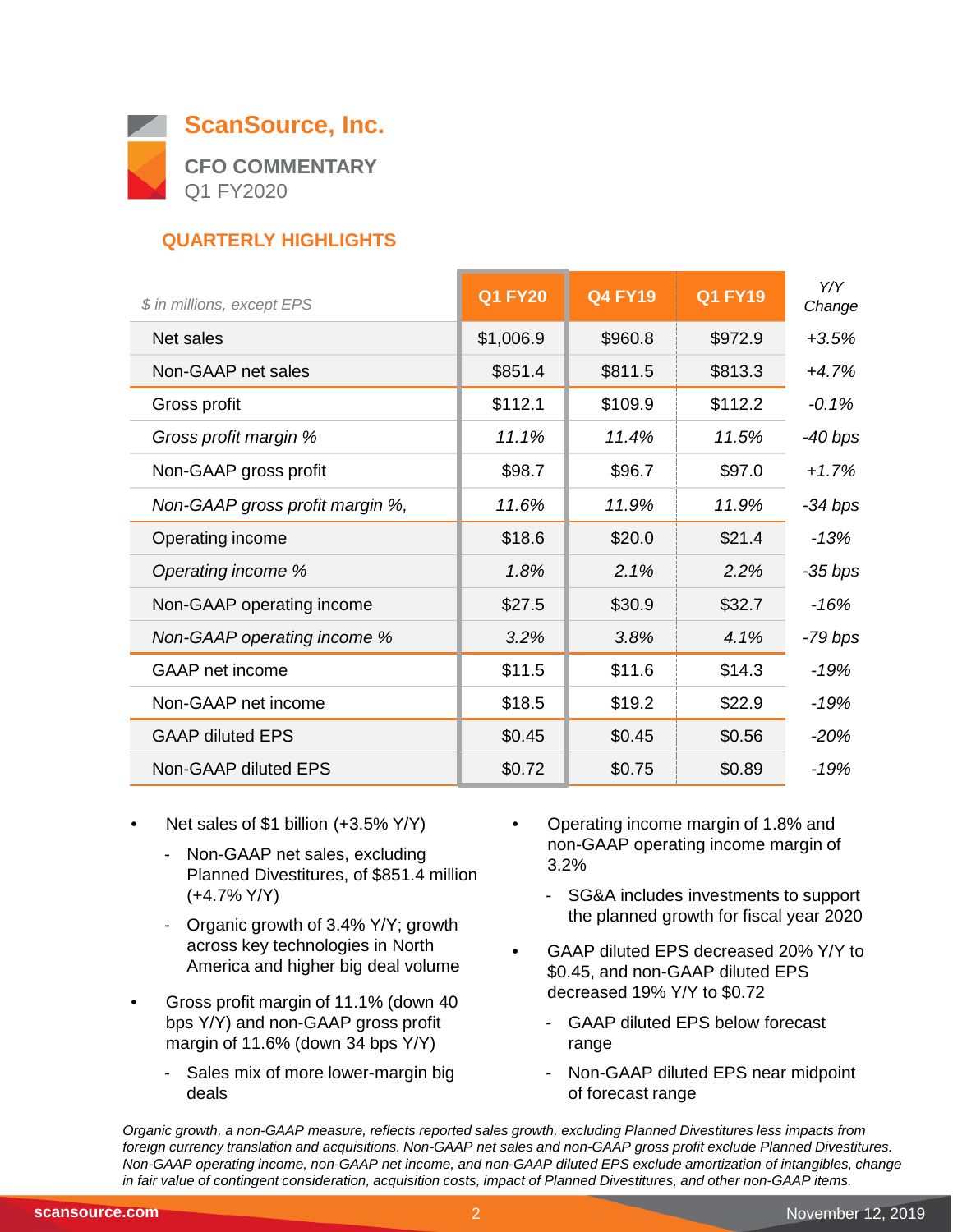# ScanSource, Inc.

## CFO COMMENTARY

Q1 FY2020

### QUARTERLY HIGHLIGHTS

| *$ in millions, except EPS* | Q1 FY20 | Q4 FY19 | Q1 FY19 | *Y/Y Change* |
|---|---|---|---|---|
| Net sales | $1,006.9 | $960.8 | $972.9 | *+3.5%* |
| Non-GAAP net sales | $851.4 | $811.5 | $813.3 | *+4.7%* |
| Gross profit | $112.1 | $109.9 | $112.2 | *-0.1%* |
| *Gross profit margin %* | *11.1%* | *11.4%* | *11.5%* | *-40 bps* |
| Non-GAAP gross profit | $98.7 | $96.7 | $97.0 | *+1.7%* |
| *Non-GAAP gross profit margin %,* | *11.6%* | *11.9%* | *11.9%* | *-34 bps* |
| Operating income | $18.6 | $20.0 | $21.4 | *-13%* |
| *Operating income %* | *1.8%* | *2.1%* | *2.2%* | *-35 bps* |
| Non-GAAP operating income | $27.5 | $30.9 | $32.7 | *-16%* |
| *Non-GAAP operating income %* | *3.2%* | *3.8%* | *4.1%* | *-79 bps* |
| GAAP net income | $11.5 | $11.6 | $14.3 | *-19%* |
| Non-GAAP net income | $18.5 | $19.2 | $22.9 | *-19%* |
| GAAP diluted EPS | $0.45 | $0.45 | $0.56 | *-20%* |
| Non-GAAP diluted EPS | $0.72 | $0.75 | $0.89 | *-19%* |

- Net sales of $1 billion (+3.5% Y/Y)
  - Non-GAAP net sales, excluding Planned Divestitures, of $851.4 million (+4.7% Y/Y)
  - Organic growth of 3.4% Y/Y; growth across key technologies in North America and higher big deal volume
- Gross profit margin of 11.1% (down 40 bps Y/Y) and non-GAAP gross profit margin of 11.6% (down 34 bps Y/Y)
  - Sales mix of more lower-margin big deals
- Operating income margin of 1.8% and non-GAAP operating income margin of 3.2%
  - SG&A includes investments to support the planned growth for fiscal year 2020
- GAAP diluted EPS decreased 20% Y/Y to $0.45, and non-GAAP diluted EPS decreased 19% Y/Y to $0.72
  - GAAP diluted EPS below forecast range
  - Non-GAAP diluted EPS near midpoint of forecast range

*Organic growth, a non-GAAP measure, reflects reported sales growth, excluding Planned Divestitures less impacts from foreign currency translation and acquisitions. Non-GAAP net sales and non-GAAP gross profit exclude Planned Divestitures. Non-GAAP operating income, non-GAAP net income, and non-GAAP diluted EPS exclude amortization of intangibles, change in fair value of contingent consideration, acquisition costs, impact of Planned Divestitures, and other non-GAAP items.*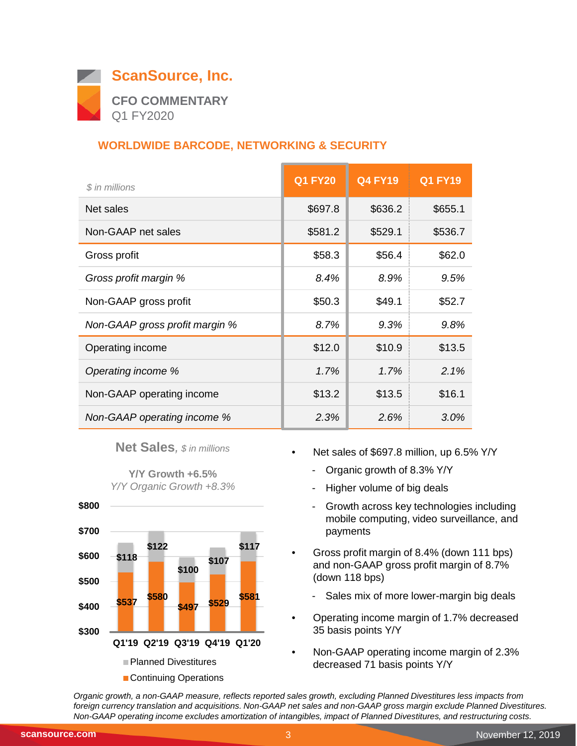# ScanSource, Inc.

**CFO COMMENTARY**
Q1 FY2020

## WORLDWIDE BARCODE, NETWORKING & SECURITY

| *$ in millions* | Q1 FY20 | Q4 FY19 | Q1 FY19 |
|---|---|---|---|
| Net sales | $697.8 | $636.2 | $655.1 |
| Non-GAAP net sales | $581.2 | $529.1 | $536.7 |
| Gross profit | $58.3 | $56.4 | $62.0 |
| *Gross profit margin %* | *8.4%* | *8.9%* | *9.5%* |
| Non-GAAP gross profit | $50.3 | $49.1 | $52.7 |
| *Non-GAAP gross profit margin %* | *8.7%* | *9.3%* | *9.8%* |
| Operating income | $12.0 | $10.9 | $13.5 |
| *Operating income %* | *1.7%* | *1.7%* | *2.1%* |
| Non-GAAP operating income | $13.2 | $13.5 | $16.1 |
| *Non-GAAP operating income %* | *2.3%* | *2.6%* | *3.0%* |

**Net Sales**, *$ in millions*

**Y/Y Growth +6.5%**
*Y/Y Organic Growth +8.3%*

| | Q1'19 | Q2'19 | Q3'19 | Q4'19 | Q1'20 |
|---|---|---|---|---|---|
| Planned Divestitures | $118 | $122 | $100 | $107 | $117 |
| Continuing Operations | $537 | $580 | $497 | $529 | $581 |

- Net sales of $697.8 million, up 6.5% Y/Y
  - Organic growth of 8.3% Y/Y
  - Higher volume of big deals
  - Growth across key technologies including mobile computing, video surveillance, and payments
- Gross profit margin of 8.4% (down 111 bps) and non-GAAP gross profit margin of 8.7% (down 118 bps)
  - Sales mix of more lower-margin big deals
- Operating income margin of 1.7% decreased 35 basis points Y/Y
- Non-GAAP operating income margin of 2.3% decreased 71 basis points Y/Y

*Organic growth, a non-GAAP measure, reflects reported sales growth, excluding Planned Divestitures less impacts from foreign currency translation and acquisitions. Non-GAAP net sales and non-GAAP gross margin exclude Planned Divestitures. Non-GAAP operating income excludes amortization of intangibles, impact of Planned Divestitures, and restructuring costs.*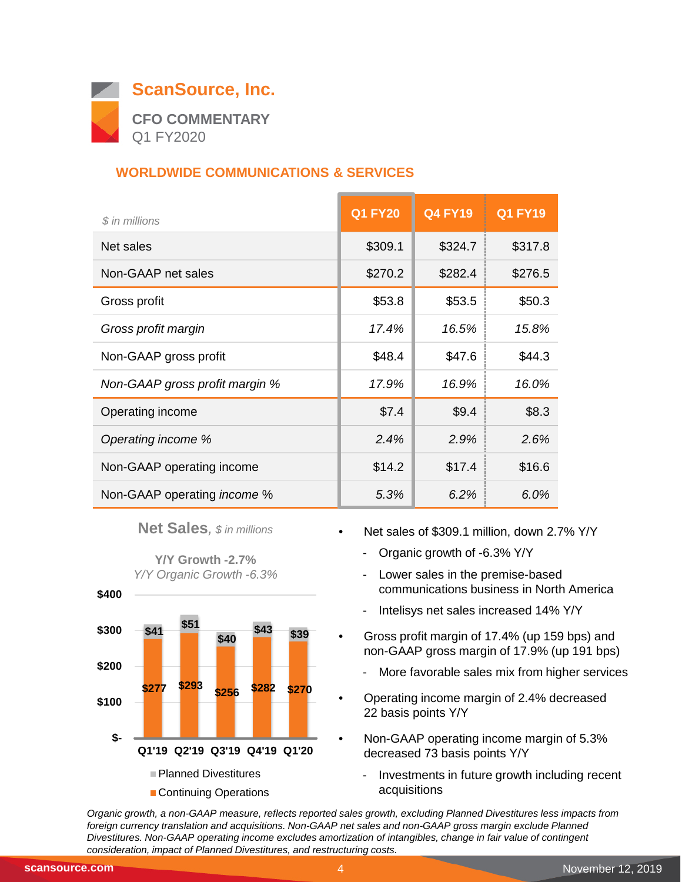# ScanSource, Inc.

## CFO COMMENTARY

Q1 FY2020

### WORLDWIDE COMMUNICATIONS & SERVICES

| *$ in millions* | Q1 FY20 | Q4 FY19 | Q1 FY19 |
|---|---|---|---|
| Net sales | $309.1 | $324.7 | $317.8 |
| Non-GAAP net sales | $270.2 | $282.4 | $276.5 |
| Gross profit | $53.8 | $53.5 | $50.3 |
| *Gross profit margin* | *17.4%* | *16.5%* | *15.8%* |
| Non-GAAP gross profit | $48.4 | $47.6 | $44.3 |
| *Non-GAAP gross profit margin %* | *17.9%* | *16.9%* | *16.0%* |
| Operating income | $7.4 | $9.4 | $8.3 |
| *Operating income %* | *2.4%* | *2.9%* | *2.6%* |
| Non-GAAP operating income | $14.2 | $17.4 | $16.6 |
| Non-GAAP operating *income* % | *5.3%* | *6.2%* | *6.0%* |

**Net Sales**, *$ in millions*

**Y/Y Growth -2.7%**

*Y/Y Organic Growth -6.3%*

| | Q1'19 | Q2'19 | Q3'19 | Q4'19 | Q1'20 |
|---|---|---|---|---|---|
| Planned Divestitures | $41 | $51 | $40 | $43 | $39 |
| Continuing Operations | $277 | $293 | $256 | $282 | $270 |

- Net sales of $309.1 million, down 2.7% Y/Y
  - Organic growth of -6.3% Y/Y
  - Lower sales in the premise-based communications business in North America
  - Intelisys net sales increased 14% Y/Y
- Gross profit margin of 17.4% (up 159 bps) and non-GAAP gross margin of 17.9% (up 191 bps)
  - More favorable sales mix from higher services
- Operating income margin of 2.4% decreased 22 basis points Y/Y
- Non-GAAP operating income margin of 5.3% decreased 73 basis points Y/Y
  - Investments in future growth including recent acquisitions

*Organic growth, a non-GAAP measure, reflects reported sales growth, excluding Planned Divestitures less impacts from foreign currency translation and acquisitions. Non-GAAP net sales and non-GAAP gross margin exclude Planned Divestitures. Non-GAAP operating income excludes amortization of intangibles, change in fair value of contingent consideration, impact of Planned Divestitures, and restructuring costs.*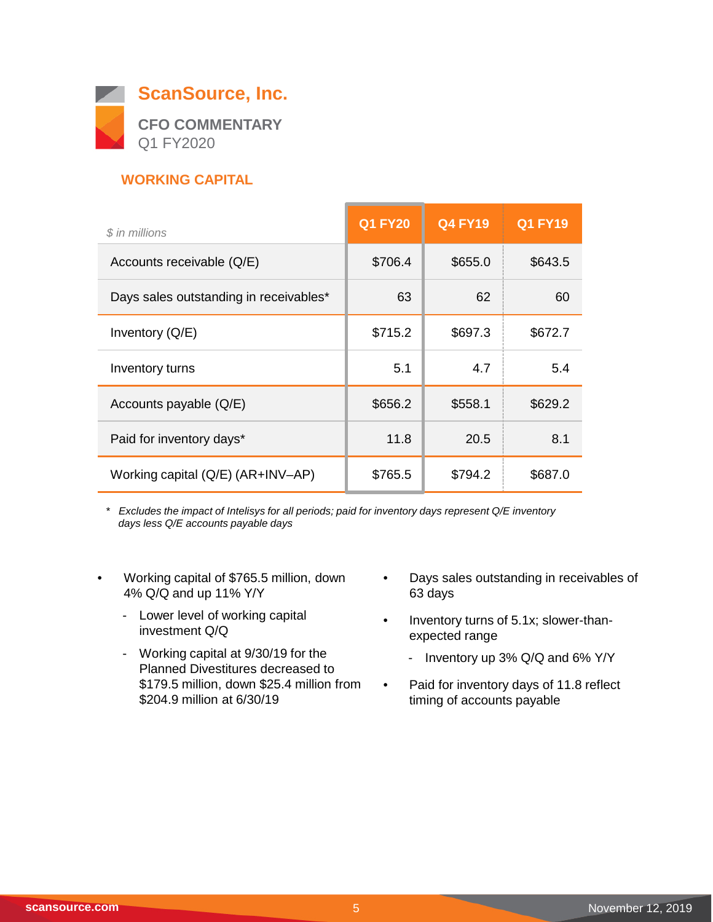# ScanSource, Inc.

## CFO COMMENTARY

Q1 FY2020

### WORKING CAPITAL

| *$ in millions* | Q1 FY20 | Q4 FY19 | Q1 FY19 |
|---|---|---|---|
| Accounts receivable (Q/E) | $706.4 | $655.0 | $643.5 |
| Days sales outstanding in receivables* | 63 | 62 | 60 |
| Inventory (Q/E) | $715.2 | $697.3 | $672.7 |
| Inventory turns | 5.1 | 4.7 | 5.4 |
| Accounts payable (Q/E) | $656.2 | $558.1 | $629.2 |
| Paid for inventory days* | 11.8 | 20.5 | 8.1 |
| Working capital (Q/E) (AR+INV–AP) | $765.5 | $794.2 | $687.0 |

\* *Excludes the impact of Intelisys for all periods; paid for inventory days represent Q/E inventory days less Q/E accounts payable days*

- Working capital of $765.5 million, down 4% Q/Q and up 11% Y/Y
  - Lower level of working capital investment Q/Q
  - Working capital at 9/30/19 for the Planned Divestitures decreased to $179.5 million, down $25.4 million from $204.9 million at 6/30/19
- Days sales outstanding in receivables of 63 days
- Inventory turns of 5.1x; slower-than-expected range
  - Inventory up 3% Q/Q and 6% Y/Y
- Paid for inventory days of 11.8 reflect timing of accounts payable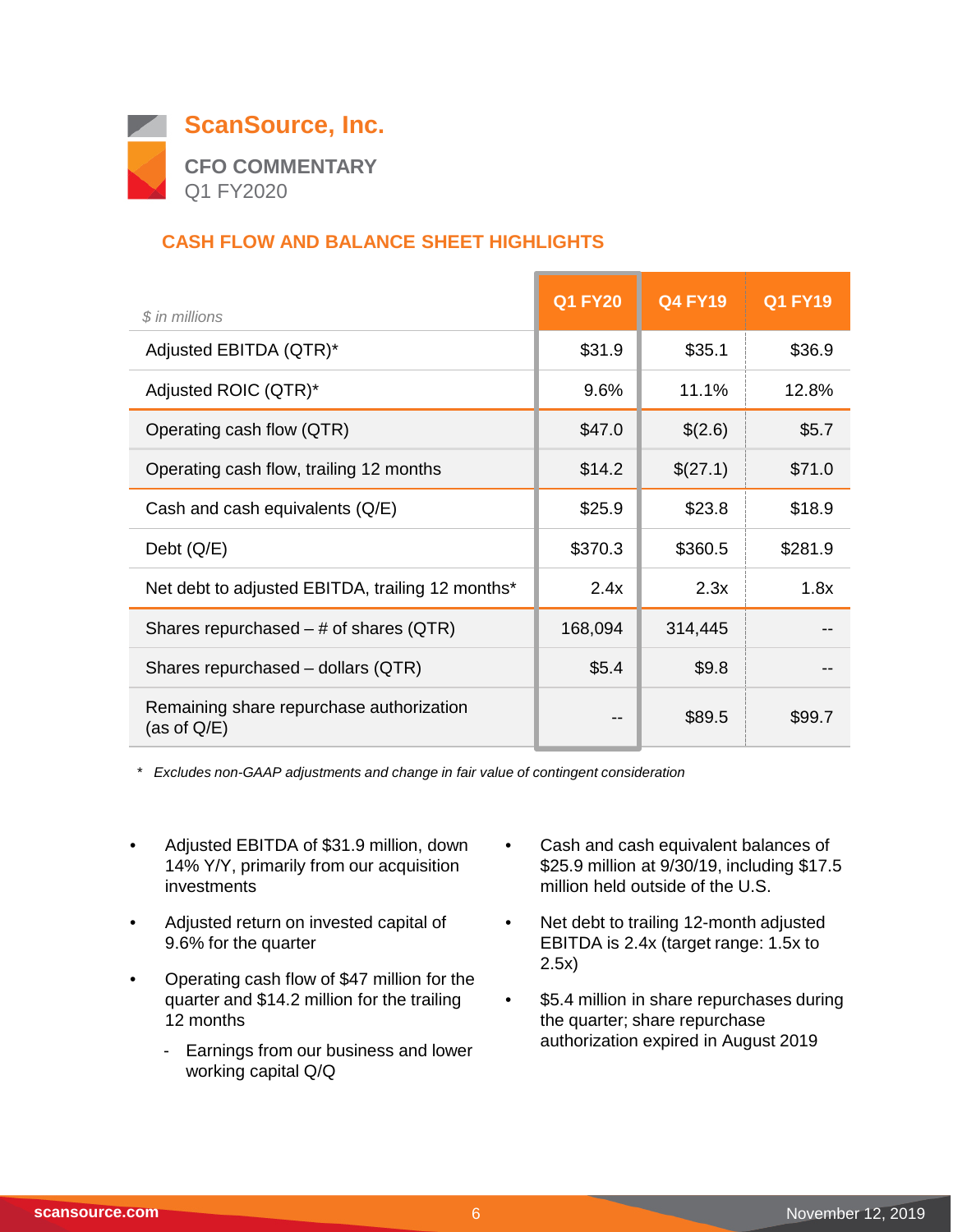# ScanSource, Inc.

**CFO COMMENTARY**
Q1 FY2020

## CASH FLOW AND BALANCE SHEET HIGHLIGHTS

| *$ in millions* | Q1 FY20 | Q4 FY19 | Q1 FY19 |
|---|---|---|---|
| Adjusted EBITDA (QTR)* | $31.9 | $35.1 | $36.9 |
| Adjusted ROIC (QTR)* | 9.6% | 11.1% | 12.8% |
| Operating cash flow (QTR) | $47.0 | $(2.6) | $5.7 |
| Operating cash flow, trailing 12 months | $14.2 | $(27.1) | $71.0 |
| Cash and cash equivalents (Q/E) | $25.9 | $23.8 | $18.9 |
| Debt (Q/E) | $370.3 | $360.5 | $281.9 |
| Net debt to adjusted EBITDA, trailing 12 months* | 2.4x | 2.3x | 1.8x |
| Shares repurchased – # of shares (QTR) | 168,094 | 314,445 | -- |
| Shares repurchased – dollars (QTR) | $5.4 | $9.8 | -- |
| Remaining share repurchase authorization (as of Q/E) | -- | $89.5 | $99.7 |

\* *Excludes non-GAAP adjustments and change in fair value of contingent consideration*

- Adjusted EBITDA of $31.9 million, down 14% Y/Y, primarily from our acquisition investments
- Adjusted return on invested capital of 9.6% for the quarter
- Operating cash flow of $47 million for the quarter and $14.2 million for the trailing 12 months
  - Earnings from our business and lower working capital Q/Q
- Cash and cash equivalent balances of $25.9 million at 9/30/19, including $17.5 million held outside of the U.S.
- Net debt to trailing 12-month adjusted EBITDA is 2.4x (target range: 1.5x to 2.5x)
- $5.4 million in share repurchases during the quarter; share repurchase authorization expired in August 2019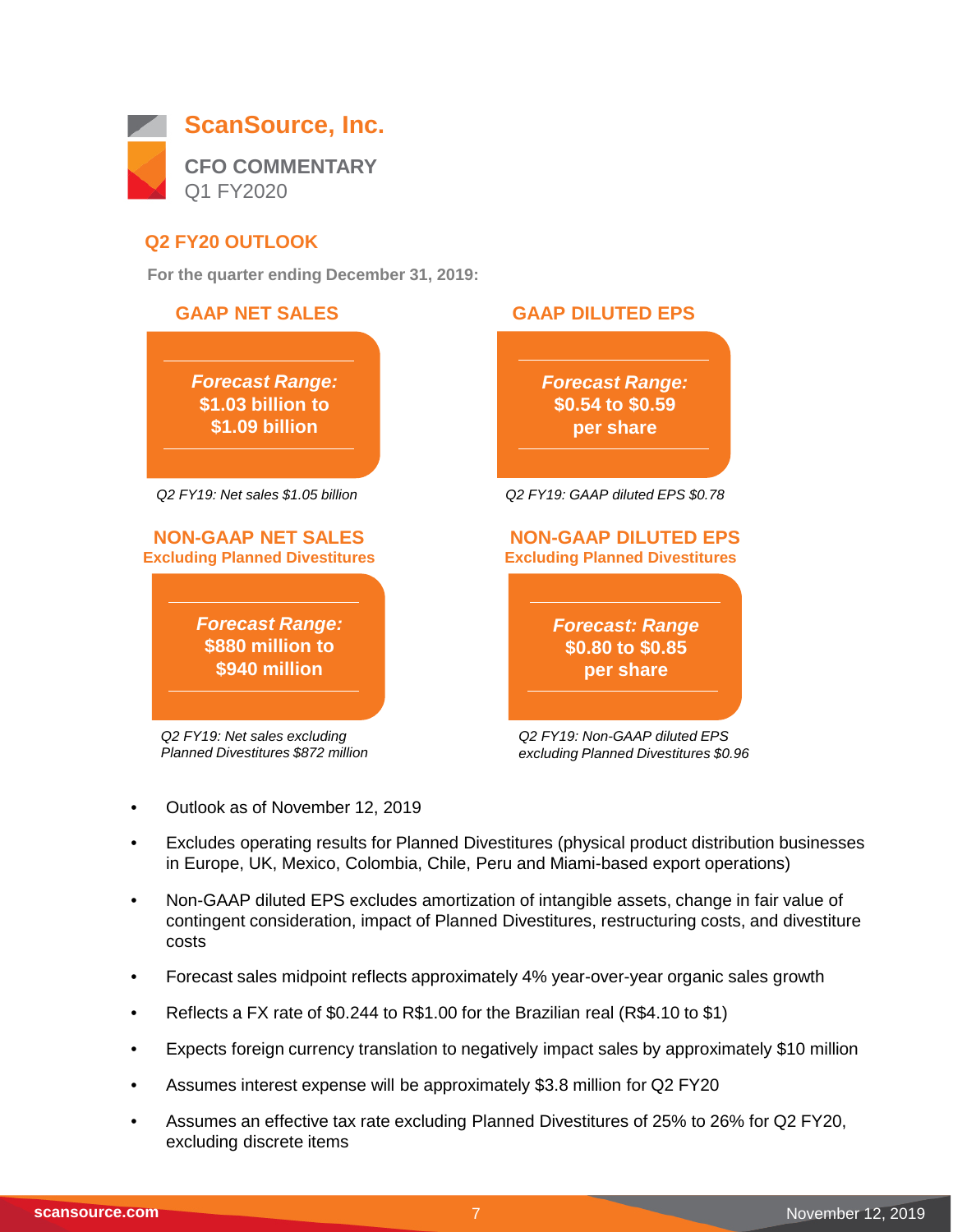# ScanSource, Inc.

**CFO COMMENTARY**
Q1 FY2020

## Q2 FY20 OUTLOOK

**For the quarter ending December 31, 2019:**

### GAAP NET SALES

***Forecast Range:***
**$1.03 billion to $1.09 billion**

*Q2 FY19: Net sales $1.05 billion*

### GAAP DILUTED EPS

***Forecast Range:***
**$0.54 to $0.59 per share**

*Q2 FY19: GAAP diluted EPS $0.78*

### NON-GAAP NET SALES
**Excluding Planned Divestitures**

***Forecast Range:***
**$880 million to $940 million**

*Q2 FY19: Net sales excluding Planned Divestitures $872 million*

### NON-GAAP DILUTED EPS
**Excluding Planned Divestitures**

***Forecast: Range***
**$0.80 to $0.85 per share**

*Q2 FY19: Non-GAAP diluted EPS excluding Planned Divestitures $0.96*

- Outlook as of November 12, 2019
- Excludes operating results for Planned Divestitures (physical product distribution businesses in Europe, UK, Mexico, Colombia, Chile, Peru and Miami-based export operations)
- Non-GAAP diluted EPS excludes amortization of intangible assets, change in fair value of contingent consideration, impact of Planned Divestitures, restructuring costs, and divestiture costs
- Forecast sales midpoint reflects approximately 4% year-over-year organic sales growth
- Reflects a FX rate of $0.244 to R$1.00 for the Brazilian real (R$4.10 to $1)
- Expects foreign currency translation to negatively impact sales by approximately $10 million
- Assumes interest expense will be approximately $3.8 million for Q2 FY20
- Assumes an effective tax rate excluding Planned Divestitures of 25% to 26% for Q2 FY20, excluding discrete items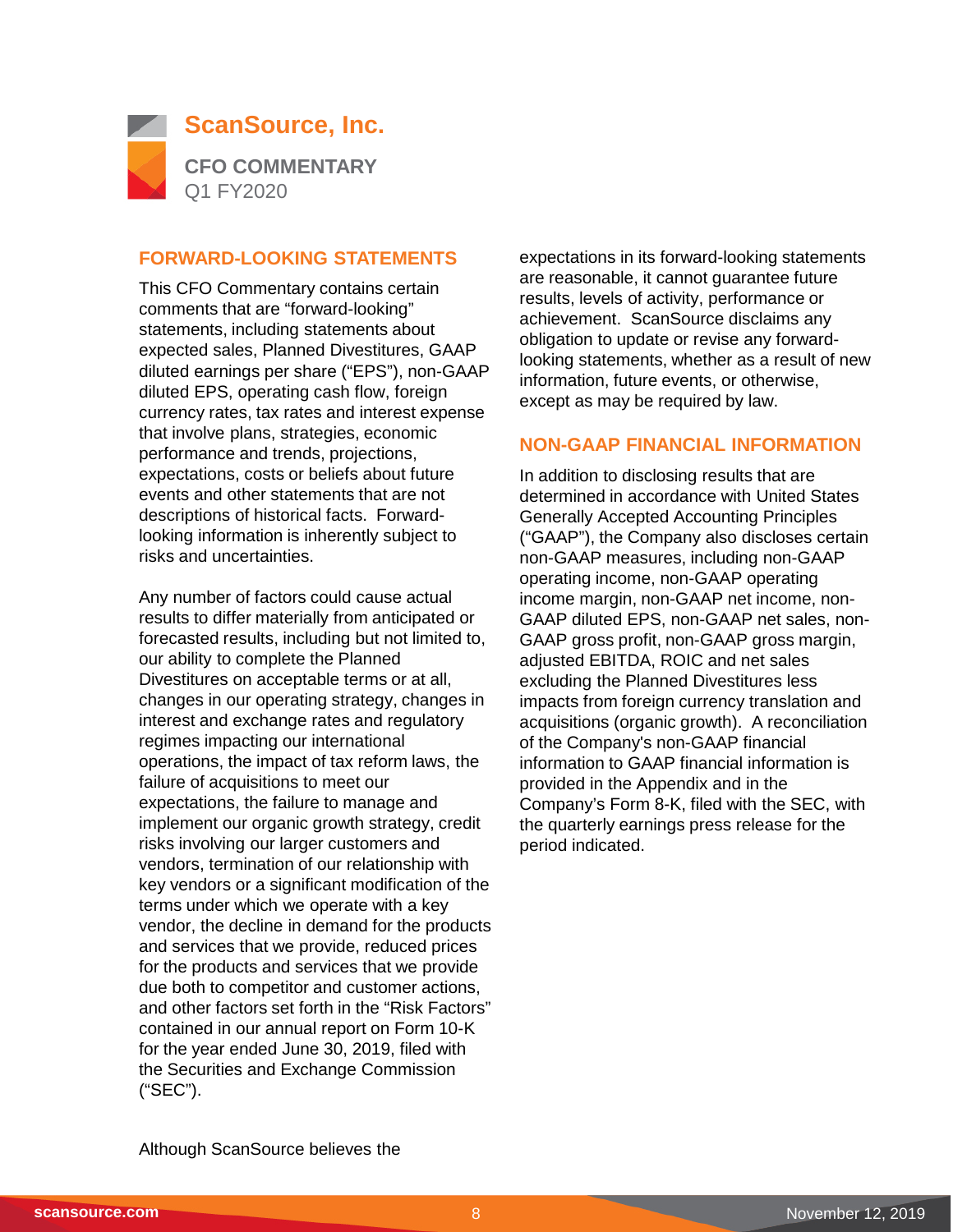# ScanSource, Inc.

**CFO COMMENTARY**
Q1 FY2020

## FORWARD-LOOKING STATEMENTS

This CFO Commentary contains certain comments that are "forward-looking" statements, including statements about expected sales, Planned Divestitures, GAAP diluted earnings per share ("EPS"), non-GAAP diluted EPS, operating cash flow, foreign currency rates, tax rates and interest expense that involve plans, strategies, economic performance and trends, projections, expectations, costs or beliefs about future events and other statements that are not descriptions of historical facts. Forward-looking information is inherently subject to risks and uncertainties.

Any number of factors could cause actual results to differ materially from anticipated or forecasted results, including but not limited to, our ability to complete the Planned Divestitures on acceptable terms or at all, changes in our operating strategy, changes in interest and exchange rates and regulatory regimes impacting our international operations, the impact of tax reform laws, the failure of acquisitions to meet our expectations, the failure to manage and implement our organic growth strategy, credit risks involving our larger customers and vendors, termination of our relationship with key vendors or a significant modification of the terms under which we operate with a key vendor, the decline in demand for the products and services that we provide, reduced prices for the products and services that we provide due both to competitor and customer actions, and other factors set forth in the "Risk Factors" contained in our annual report on Form 10-K for the year ended June 30, 2019, filed with the Securities and Exchange Commission ("SEC").

Although ScanSource believes the expectations in its forward-looking statements are reasonable, it cannot guarantee future results, levels of activity, performance or achievement. ScanSource disclaims any obligation to update or revise any forward-looking statements, whether as a result of new information, future events, or otherwise, except as may be required by law.

## NON-GAAP FINANCIAL INFORMATION

In addition to disclosing results that are determined in accordance with United States Generally Accepted Accounting Principles ("GAAP"), the Company also discloses certain non-GAAP measures, including non-GAAP operating income, non-GAAP operating income margin, non-GAAP net income, non-GAAP diluted EPS, non-GAAP net sales, non-GAAP gross profit, non-GAAP gross margin, adjusted EBITDA, ROIC and net sales excluding the Planned Divestitures less impacts from foreign currency translation and acquisitions (organic growth). A reconciliation of the Company's non-GAAP financial information to GAAP financial information is provided in the Appendix and in the Company's Form 8-K, filed with the SEC, with the quarterly earnings press release for the period indicated.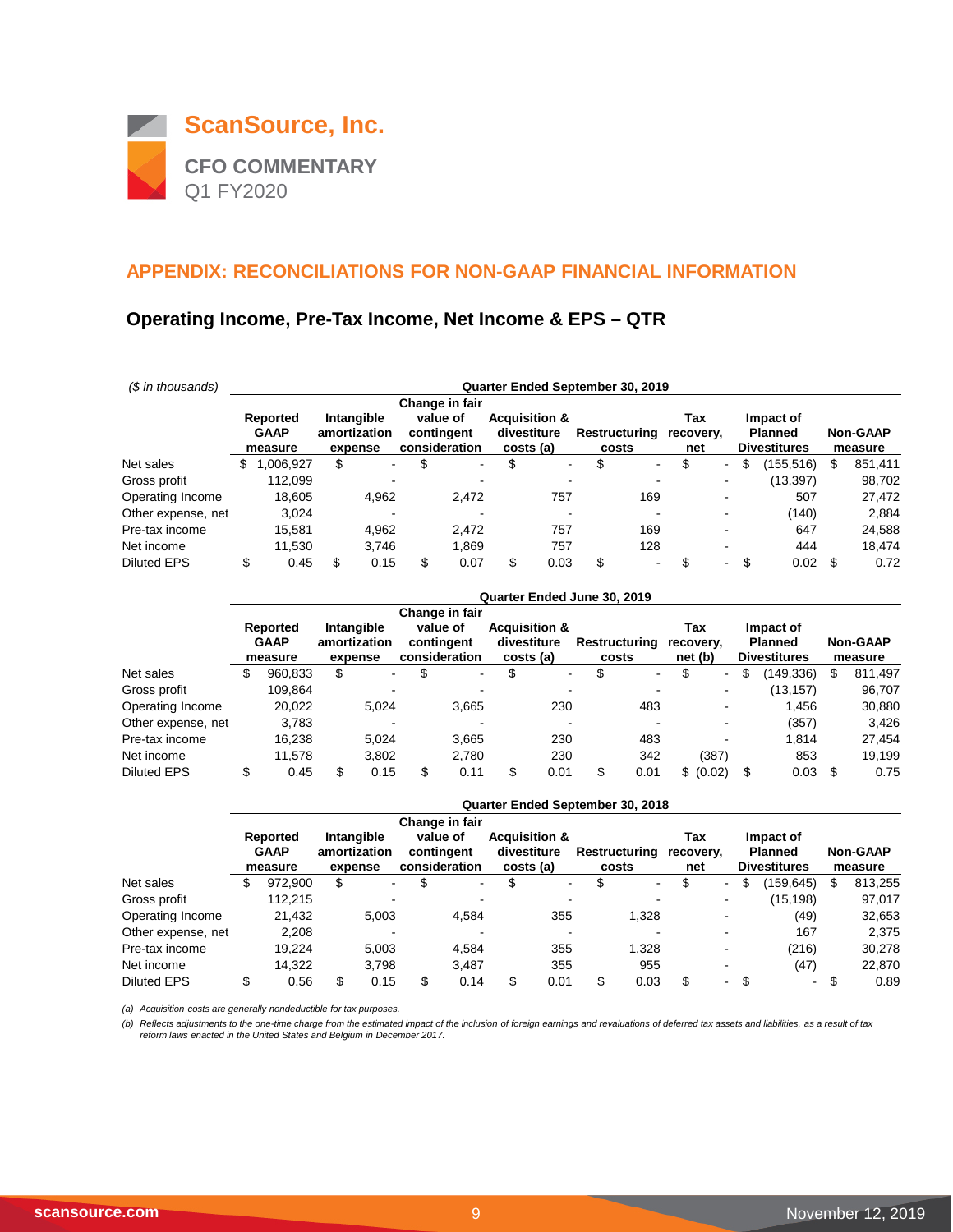**ScanSource, Inc.**

**CFO COMMENTARY**
Q1 FY2020

## APPENDIX: RECONCILIATIONS FOR NON-GAAP FINANCIAL INFORMATION

### Operating Income, Pre-Tax Income, Net Income & EPS – QTR

*($ in thousands)*

| Quarter Ended September 30, 2019 | Reported GAAP measure | Intangible amortization expense | Change in fair value of contingent consideration | Acquisition & divestiture costs (a) | Restructuring costs | Tax recovery, net | Impact of Planned Divestitures | Non-GAAP measure |
|---|---|---|---|---|---|---|---|---|
| Net sales | $ 1,006,927 | $ - | $ - | $ - | $ - | $ - | $ (155,516) | $ 851,411 |
| Gross profit | 112,099 | - | - | - | - | - | (13,397) | 98,702 |
| Operating Income | 18,605 | 4,962 | 2,472 | 757 | 169 | - | 507 | 27,472 |
| Other expense, net | 3,024 | - | - | - | - | - | (140) | 2,884 |
| Pre-tax income | 15,581 | 4,962 | 2,472 | 757 | 169 | - | 647 | 24,588 |
| Net income | 11,530 | 3,746 | 1,869 | 757 | 128 | - | 444 | 18,474 |
| Diluted EPS | $ 0.45 | $ 0.15 | $ 0.07 | $ 0.03 | $ - | $ - | $ 0.02 | $ 0.72 |

| Quarter Ended June 30, 2019 | Reported GAAP measure | Intangible amortization expense | Change in fair value of contingent consideration | Acquisition & divestiture costs (a) | Restructuring costs | Tax recovery, net (b) | Impact of Planned Divestitures | Non-GAAP measure |
|---|---|---|---|---|---|---|---|---|
| Net sales | $ 960,833 | $ - | $ - | $ - | $ - | $ - | $ (149,336) | $ 811,497 |
| Gross profit | 109,864 | - | - | - | - | - | (13,157) | 96,707 |
| Operating Income | 20,022 | 5,024 | 3,665 | 230 | 483 | - | 1,456 | 30,880 |
| Other expense, net | 3,783 | - | - | - | - | - | (357) | 3,426 |
| Pre-tax income | 16,238 | 5,024 | 3,665 | 230 | 483 | - | 1,814 | 27,454 |
| Net income | 11,578 | 3,802 | 2,780 | 230 | 342 | (387) | 853 | 19,199 |
| Diluted EPS | $ 0.45 | $ 0.15 | $ 0.11 | $ 0.01 | $ 0.01 | $ (0.02) | $ 0.03 | $ 0.75 |

| Quarter Ended September 30, 2018 | Reported GAAP measure | Intangible amortization expense | Change in fair value of contingent consideration | Acquisition & divestiture costs (a) | Restructuring costs | Tax recovery, net | Impact of Planned Divestitures | Non-GAAP measure |
|---|---|---|---|---|---|---|---|---|
| Net sales | $ 972,900 | $ - | $ - | $ - | $ - | $ - | $ (159,645) | $ 813,255 |
| Gross profit | 112,215 | - | - | - | - | - | (15,198) | 97,017 |
| Operating Income | 21,432 | 5,003 | 4,584 | 355 | 1,328 | - | (49) | 32,653 |
| Other expense, net | 2,208 | - | - | - | - | - | 167 | 2,375 |
| Pre-tax income | 19,224 | 5,003 | 4,584 | 355 | 1,328 | - | (216) | 30,278 |
| Net income | 14,322 | 3,798 | 3,487 | 355 | 955 | - | (47) | 22,870 |
| Diluted EPS | $ 0.56 | $ 0.15 | $ 0.14 | $ 0.01 | $ 0.03 | $ - | $ - | $ 0.89 |

*(a) Acquisition costs are generally nondeductible for tax purposes.*

*(b) Reflects adjustments to the one-time charge from the estimated impact of the inclusion of foreign earnings and revaluations of deferred tax assets and liabilities, as a result of tax reform laws enacted in the United States and Belgium in December 2017.*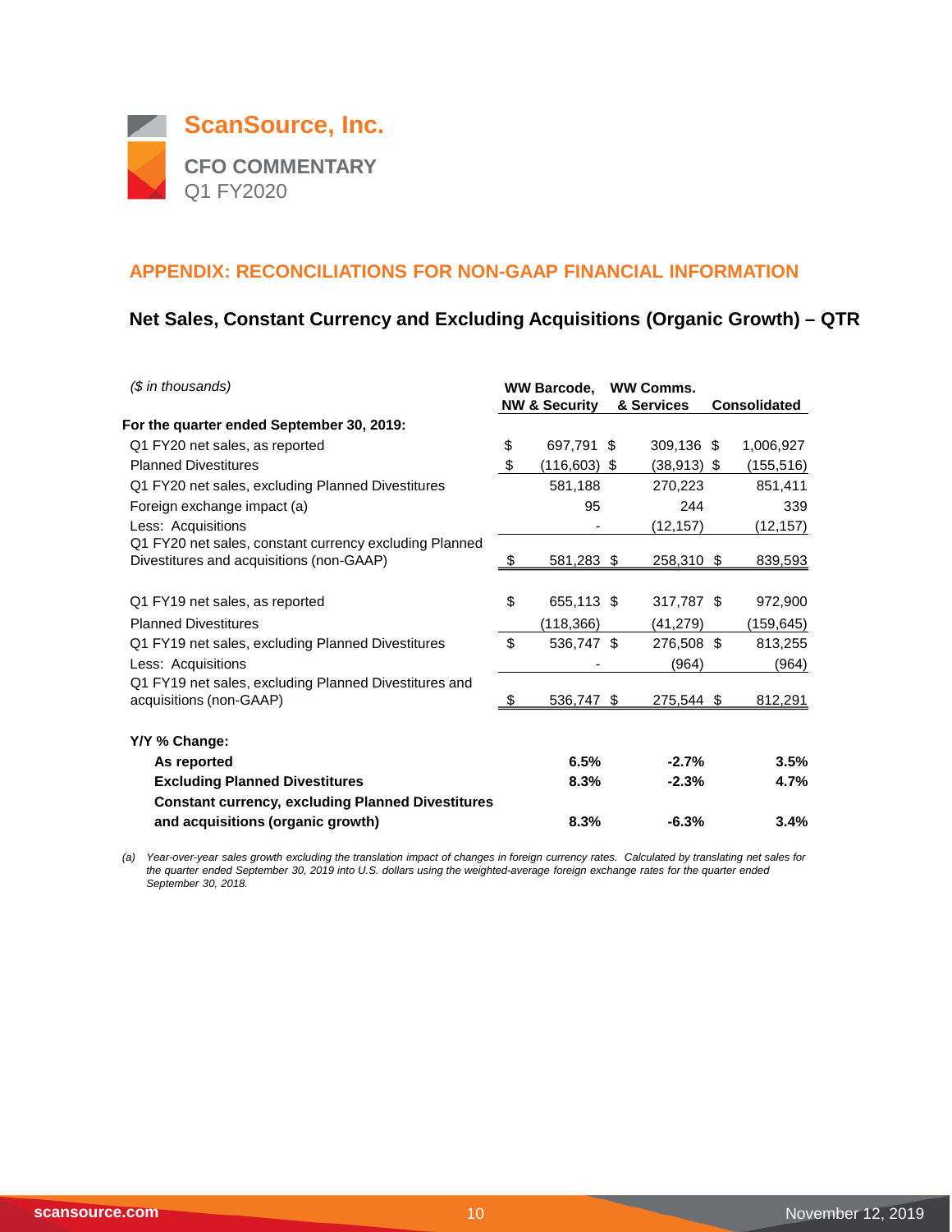# ScanSource, Inc.

**CFO COMMENTARY**
Q1 FY2020

## APPENDIX: RECONCILIATIONS FOR NON-GAAP FINANCIAL INFORMATION

### Net Sales, Constant Currency and Excluding Acquisitions (Organic Growth) – QTR

| *($ in thousands)* | WW Barcode, NW & Security | WW Comms. & Services | Consolidated |
|---|---|---|---|
| **For the quarter ended September 30, 2019:** | | | |
| Q1 FY20 net sales, as reported | $ 697,791 | $ 309,136 | $ 1,006,927 |
| Planned Divestitures | $ (116,603) | $ (38,913) | $ (155,516) |
| Q1 FY20 net sales, excluding Planned Divestitures | 581,188 | 270,223 | 851,411 |
| Foreign exchange impact (a) | 95 | 244 | 339 |
| Less: Acquisitions | - | (12,157) | (12,157) |
| Q1 FY20 net sales, constant currency excluding Planned Divestitures and acquisitions (non-GAAP) | $ 581,283 | $ 258,310 | $ 839,593 |
| | | | |
| Q1 FY19 net sales, as reported | $ 655,113 | $ 317,787 | $ 972,900 |
| Planned Divestitures | (118,366) | (41,279) | (159,645) |
| Q1 FY19 net sales, excluding Planned Divestitures | $ 536,747 | $ 276,508 | $ 813,255 |
| Less: Acquisitions | - | (964) | (964) |
| Q1 FY19 net sales, excluding Planned Divestitures and acquisitions (non-GAAP) | $ 536,747 | $ 275,544 | $ 812,291 |
| | | | |
| **Y/Y % Change:** | | | |
| **As reported** | **6.5%** | **-2.7%** | **3.5%** |
| **Excluding Planned Divestitures** | **8.3%** | **-2.3%** | **4.7%** |
| **Constant currency, excluding Planned Divestitures and acquisitions (organic growth)** | **8.3%** | **-6.3%** | **3.4%** |

(a) *Year-over-year sales growth excluding the translation impact of changes in foreign currency rates. Calculated by translating net sales for the quarter ended September 30, 2019 into U.S. dollars using the weighted-average foreign exchange rates for the quarter ended September 30, 2018.*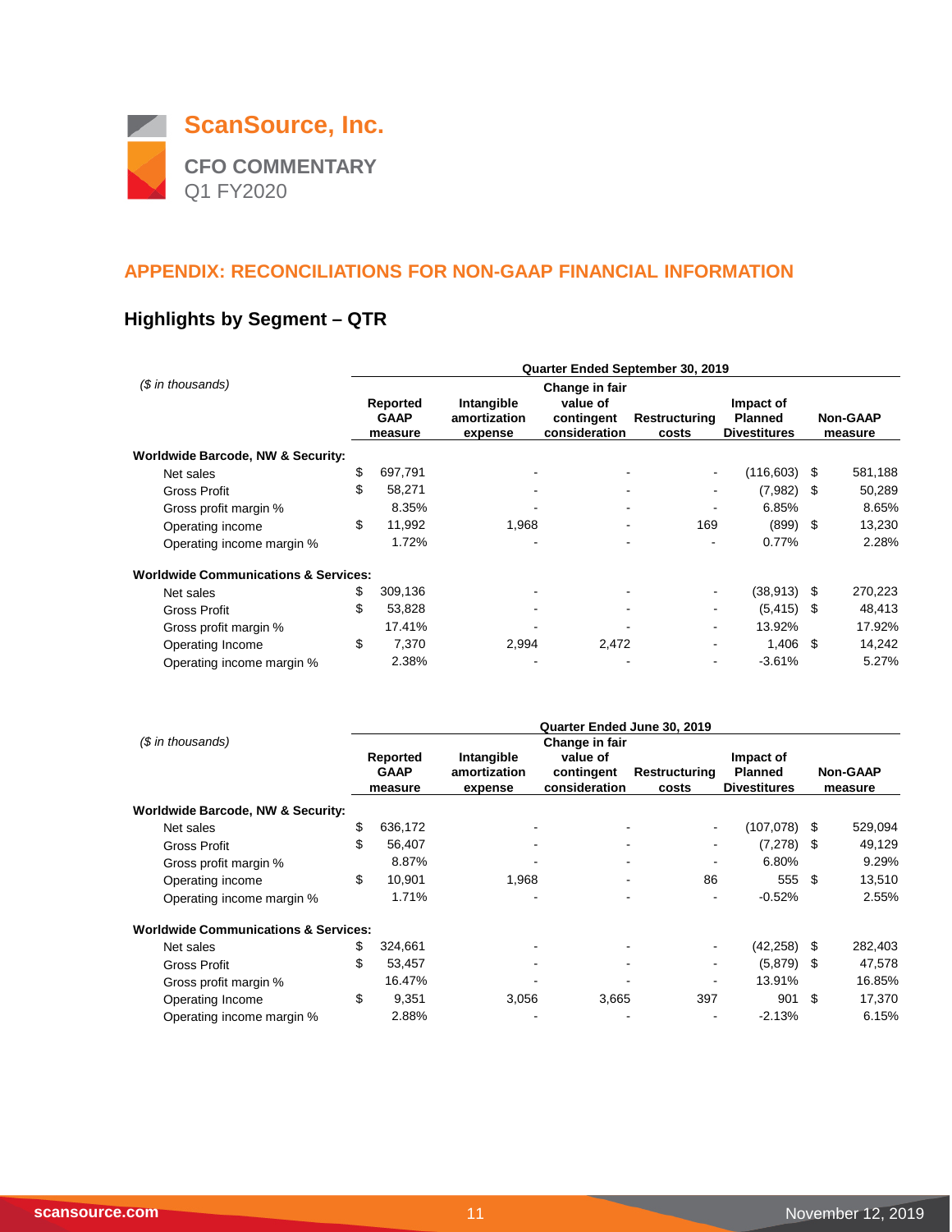# ScanSource, Inc.

**CFO COMMENTARY**
Q1 FY2020

## APPENDIX: RECONCILIATIONS FOR NON-GAAP FINANCIAL INFORMATION

### Highlights by Segment – QTR

| *($ in thousands)* | Quarter Ended September 30, 2019 | | | | | |
|---|---|---|---|---|---|---|
| | Reported GAAP measure | Intangible amortization expense | Change in fair value of contingent consideration | Restructuring costs | Impact of Planned Divestitures | Non-GAAP measure |
| **Worldwide Barcode, NW & Security:** | | | | | | |
| Net sales | $ 697,791 | - | - | - | (116,603) | $ 581,188 |
| Gross Profit | $ 58,271 | - | - | - | (7,982) | $ 50,289 |
| Gross profit margin % | 8.35% | - | - | - | 6.85% | 8.65% |
| Operating income | $ 11,992 | 1,968 | - | 169 | (899) | $ 13,230 |
| Operating income margin % | 1.72% | - | - | - | 0.77% | 2.28% |
| **Worldwide Communications & Services:** | | | | | | |
| Net sales | $ 309,136 | - | - | - | (38,913) | $ 270,223 |
| Gross Profit | $ 53,828 | - | - | - | (5,415) | $ 48,413 |
| Gross profit margin % | 17.41% | - | - | - | 13.92% | 17.92% |
| Operating Income | $ 7,370 | 2,994 | 2,472 | - | 1,406 | $ 14,242 |
| Operating income margin % | 2.38% | - | - | - | -3.61% | 5.27% |

| *($ in thousands)* | Quarter Ended June 30, 2019 | | | | | |
|---|---|---|---|---|---|---|
| | Reported GAAP measure | Intangible amortization expense | Change in fair value of contingent consideration | Restructuring costs | Impact of Planned Divestitures | Non-GAAP measure |
| **Worldwide Barcode, NW & Security:** | | | | | | |
| Net sales | $ 636,172 | - | - | - | (107,078) | $ 529,094 |
| Gross Profit | $ 56,407 | - | - | - | (7,278) | $ 49,129 |
| Gross profit margin % | 8.87% | - | - | - | 6.80% | 9.29% |
| Operating income | $ 10,901 | 1,968 | - | 86 | 555 | $ 13,510 |
| Operating income margin % | 1.71% | - | - | - | -0.52% | 2.55% |
| **Worldwide Communications & Services:** | | | | | | |
| Net sales | $ 324,661 | - | - | - | (42,258) | $ 282,403 |
| Gross Profit | $ 53,457 | - | - | - | (5,879) | $ 47,578 |
| Gross profit margin % | 16.47% | - | - | - | 13.91% | 16.85% |
| Operating Income | $ 9,351 | 3,056 | 3,665 | 397 | 901 | $ 17,370 |
| Operating income margin % | 2.88% | - | - | - | -2.13% | 6.15% |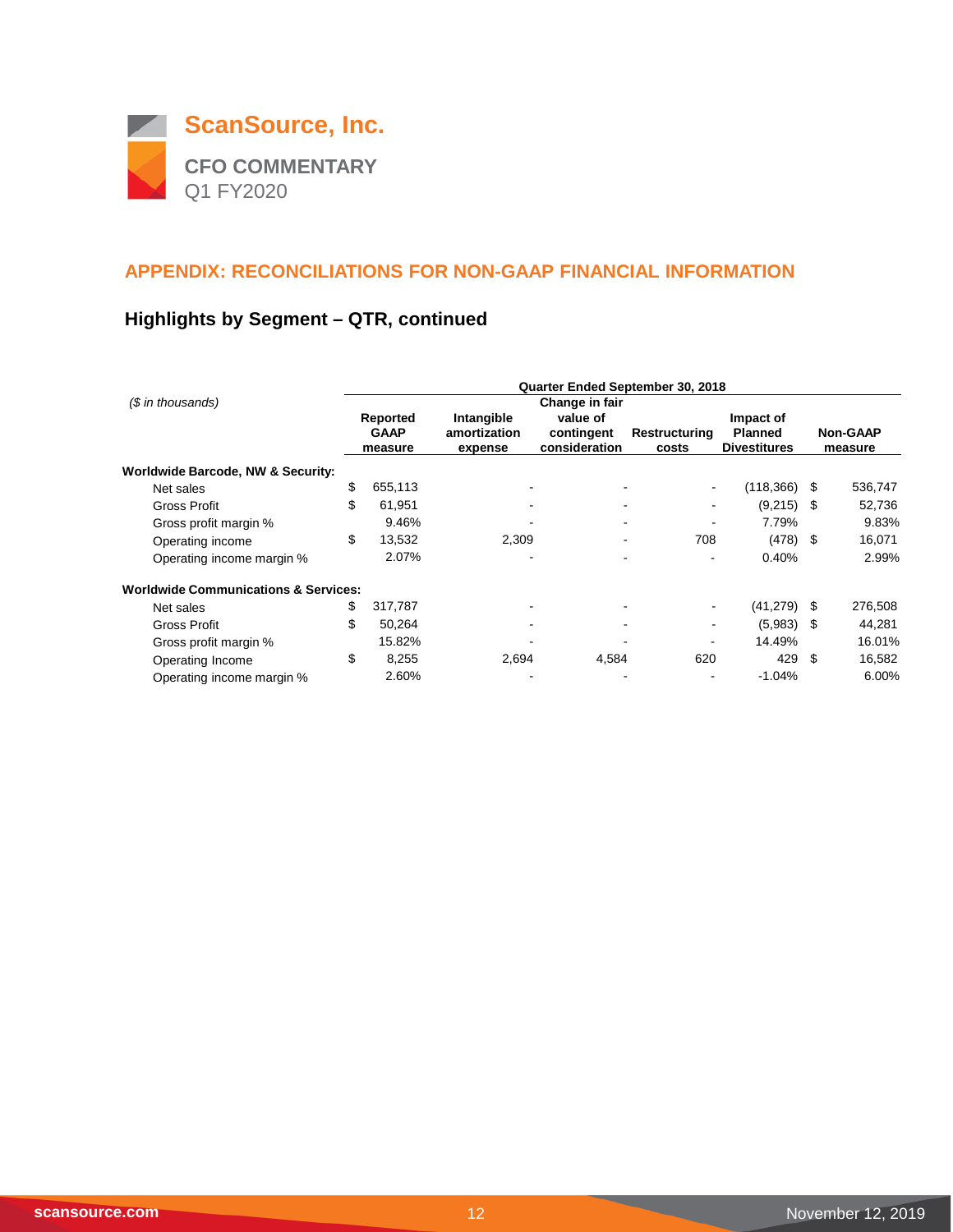# ScanSource, Inc.

## CFO COMMENTARY
Q1 FY2020

## APPENDIX: RECONCILIATIONS FOR NON-GAAP FINANCIAL INFORMATION

### Highlights by Segment – QTR, continued

| *($ in thousands)* | Quarter Ended September 30, 2018 | | | | | |
|---|---|---|---|---|---|---|
| | Reported GAAP measure | Intangible amortization expense | Change in fair value of contingent consideration | Restructuring costs | Impact of Planned Divestitures | Non-GAAP measure |
| **Worldwide Barcode, NW & Security:** | | | | | | |
| Net sales | $ 655,113 | - | - | - | (118,366) | $ 536,747 |
| Gross Profit | $ 61,951 | - | - | - | (9,215) | $ 52,736 |
| Gross profit margin % | 9.46% | - | - | - | 7.79% | 9.83% |
| Operating income | $ 13,532 | 2,309 | - | 708 | (478) | $ 16,071 |
| Operating income margin % | 2.07% | - | - | - | 0.40% | 2.99% |
| **Worldwide Communications & Services:** | | | | | | |
| Net sales | $ 317,787 | - | - | - | (41,279) | $ 276,508 |
| Gross Profit | $ 50,264 | - | - | - | (5,983) | $ 44,281 |
| Gross profit margin % | 15.82% | - | - | - | 14.49% | 16.01% |
| Operating Income | $ 8,255 | 2,694 | 4,584 | 620 | 429 | $ 16,582 |
| Operating income margin % | 2.60% | - | - | - | -1.04% | 6.00% |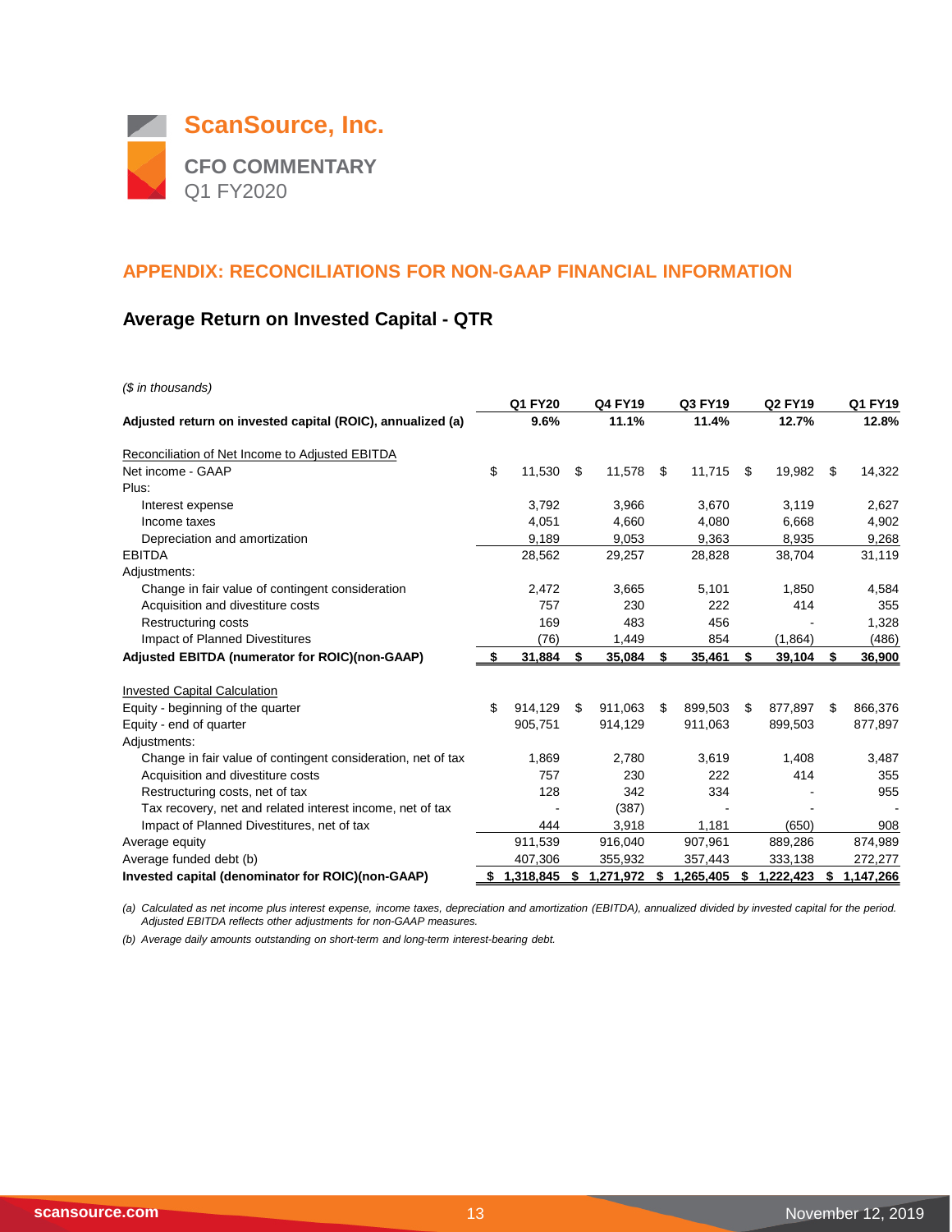# ScanSource, Inc.

## CFO COMMENTARY
Q1 FY2020

## APPENDIX: RECONCILIATIONS FOR NON-GAAP FINANCIAL INFORMATION

### Average Return on Invested Capital - QTR

*($ in thousands)*

| | Q1 FY20 | Q4 FY19 | Q3 FY19 | Q2 FY19 | Q1 FY19 |
|---|---|---|---|---|---|
| **Adjusted return on invested capital (ROIC), annualized (a)** | **9.6%** | **11.1%** | **11.4%** | **12.7%** | **12.8%** |
| Reconciliation of Net Income to Adjusted EBITDA | | | | | |
| Net income - GAAP | $ 11,530 | $ 11,578 | $ 11,715 | $ 19,982 | $ 14,322 |
| Plus: | | | | | |
| Interest expense | 3,792 | 3,966 | 3,670 | 3,119 | 2,627 |
| Income taxes | 4,051 | 4,660 | 4,080 | 6,668 | 4,902 |
| Depreciation and amortization | 9,189 | 9,053 | 9,363 | 8,935 | 9,268 |
| EBITDA | 28,562 | 29,257 | 28,828 | 38,704 | 31,119 |
| Adjustments: | | | | | |
| Change in fair value of contingent consideration | 2,472 | 3,665 | 5,101 | 1,850 | 4,584 |
| Acquisition and divestiture costs | 757 | 230 | 222 | 414 | 355 |
| Restructuring costs | 169 | 483 | 456 | - | 1,328 |
| Impact of Planned Divestitures | (76) | 1,449 | 854 | (1,864) | (486) |
| **Adjusted EBITDA (numerator for ROIC)(non-GAAP)** | **$ 31,884** | **$ 35,084** | **$ 35,461** | **$ 39,104** | **$ 36,900** |
| Invested Capital Calculation | | | | | |
| Equity - beginning of the quarter | $ 914,129 | $ 911,063 | $ 899,503 | $ 877,897 | $ 866,376 |
| Equity - end of quarter | 905,751 | 914,129 | 911,063 | 899,503 | 877,897 |
| Adjustments: | | | | | |
| Change in fair value of contingent consideration, net of tax | 1,869 | 2,780 | 3,619 | 1,408 | 3,487 |
| Acquisition and divestiture costs | 757 | 230 | 222 | 414 | 355 |
| Restructuring costs, net of tax | 128 | 342 | 334 | - | 955 |
| Tax recovery, net and related interest income, net of tax | - | (387) | - | - | - |
| Impact of Planned Divestitures, net of tax | 444 | 3,918 | 1,181 | (650) | 908 |
| Average equity | 911,539 | 916,040 | 907,961 | 889,286 | 874,989 |
| Average funded debt (b) | 407,306 | 355,932 | 357,443 | 333,138 | 272,277 |
| **Invested capital (denominator for ROIC)(non-GAAP)** | **$ 1,318,845** | **$ 1,271,972** | **$ 1,265,405** | **$ 1,222,423** | **$ 1,147,266** |

*(a) Calculated as net income plus interest expense, income taxes, depreciation and amortization (EBITDA), annualized divided by invested capital for the period. Adjusted EBITDA reflects other adjustments for non-GAAP measures.*

*(b) Average daily amounts outstanding on short-term and long-term interest-bearing debt.*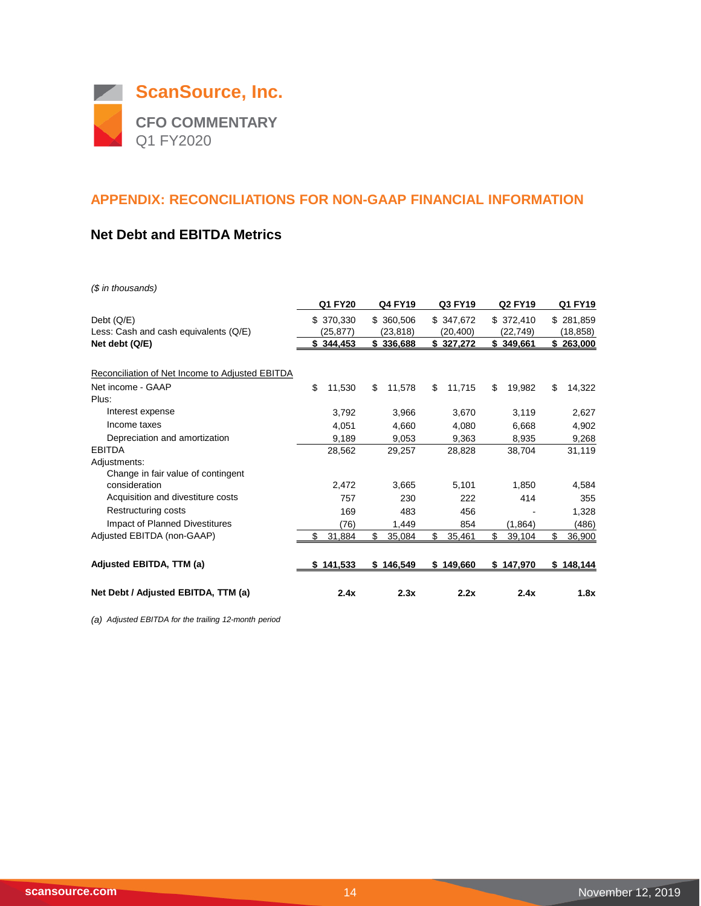# ScanSource, Inc.

## CFO COMMENTARY
Q1 FY2020

## APPENDIX: RECONCILIATIONS FOR NON-GAAP FINANCIAL INFORMATION

### Net Debt and EBITDA Metrics

*($ in thousands)*

| | Q1 FY20 | Q4 FY19 | Q3 FY19 | Q2 FY19 | Q1 FY19 |
|---|---|---|---|---|---|
| Debt (Q/E) | $ 370,330 | $ 360,506 | $ 347,672 | $ 372,410 | $ 281,859 |
| Less: Cash and cash equivalents (Q/E) | (25,877) | (23,818) | (20,400) | (22,749) | (18,858) |
| **Net debt (Q/E)** | **$ 344,453** | **$ 336,688** | **$ 327,272** | **$ 349,661** | **$ 263,000** |
| | | | | | |
| Reconciliation of Net Income to Adjusted EBITDA | | | | | |
| Net income - GAAP | $ 11,530 | $ 11,578 | $ 11,715 | $ 19,982 | $ 14,322 |
| Plus: | | | | | |
| Interest expense | 3,792 | 3,966 | 3,670 | 3,119 | 2,627 |
| Income taxes | 4,051 | 4,660 | 4,080 | 6,668 | 4,902 |
| Depreciation and amortization | 9,189 | 9,053 | 9,363 | 8,935 | 9,268 |
| EBITDA | 28,562 | 29,257 | 28,828 | 38,704 | 31,119 |
| Adjustments: | | | | | |
| Change in fair value of contingent consideration | 2,472 | 3,665 | 5,101 | 1,850 | 4,584 |
| Acquisition and divestiture costs | 757 | 230 | 222 | 414 | 355 |
| Restructuring costs | 169 | 483 | 456 | - | 1,328 |
| Impact of Planned Divestitures | (76) | 1,449 | 854 | (1,864) | (486) |
| Adjusted EBITDA (non-GAAP) | $ 31,884 | $ 35,084 | $ 35,461 | $ 39,104 | $ 36,900 |
| | | | | | |
| **Adjusted EBITDA, TTM (a)** | **$ 141,533** | **$ 146,549** | **$ 149,660** | **$ 147,970** | **$ 148,144** |
| | | | | | |
| **Net Debt / Adjusted EBITDA, TTM (a)** | **2.4x** | **2.3x** | **2.2x** | **2.4x** | **1.8x** |

*(a) Adjusted EBITDA for the trailing 12-month period*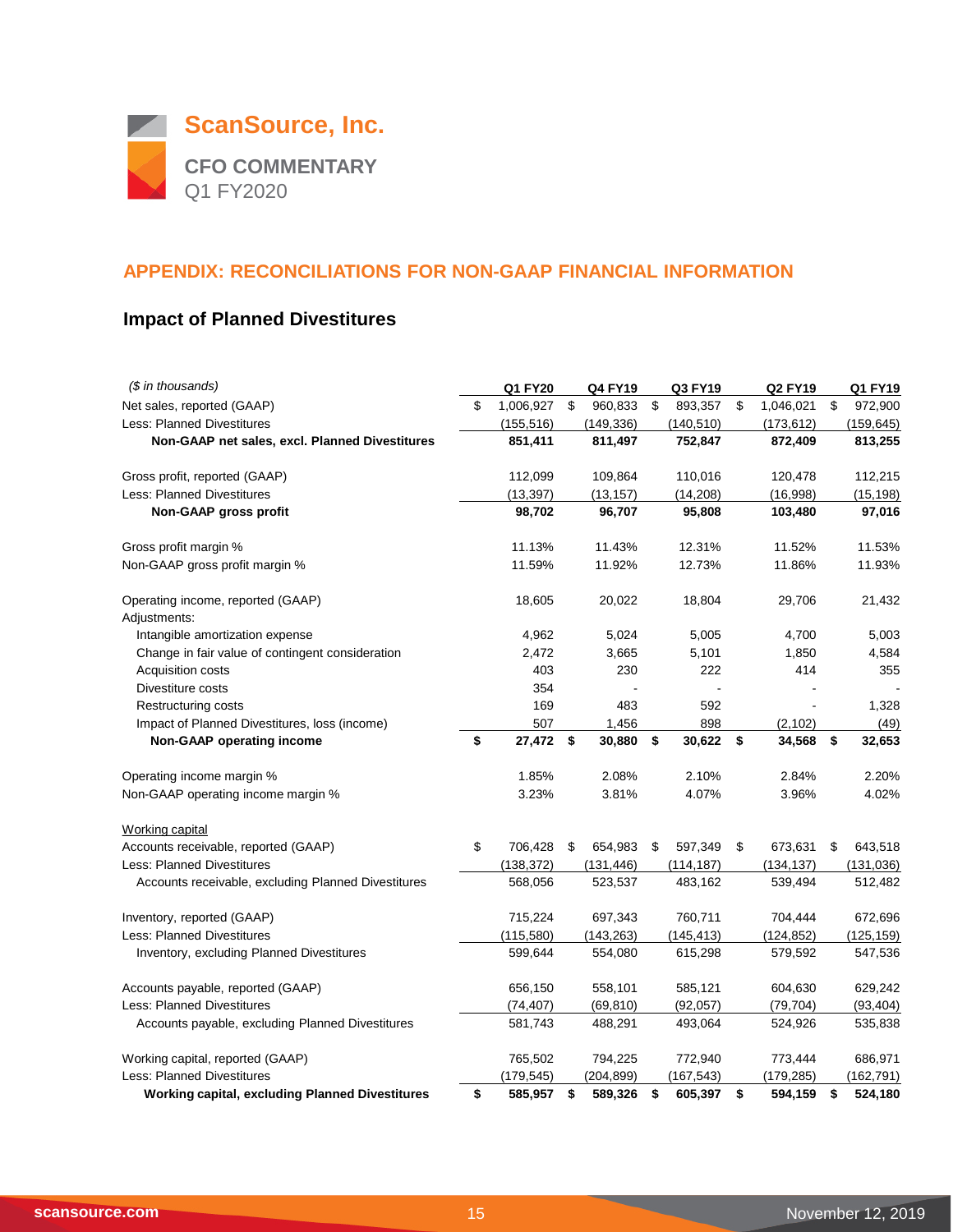# ScanSource, Inc.

**CFO COMMENTARY**
Q1 FY2020

## APPENDIX: RECONCILIATIONS FOR NON-GAAP FINANCIAL INFORMATION

### Impact of Planned Divestitures

| *($ in thousands)* | Q1 FY20 | Q4 FY19 | Q3 FY19 | Q2 FY19 | Q1 FY19 |
|---|---|---|---|---|---|
| Net sales, reported (GAAP) | $ 1,006,927 | $ 960,833 | $ 893,357 | $ 1,046,021 | $ 972,900 |
| Less: Planned Divestitures | (155,516) | (149,336) | (140,510) | (173,612) | (159,645) |
| **Non-GAAP net sales, excl. Planned Divestitures** | **851,411** | **811,497** | **752,847** | **872,409** | **813,255** |
| | | | | | |
| Gross profit, reported (GAAP) | 112,099 | 109,864 | 110,016 | 120,478 | 112,215 |
| Less: Planned Divestitures | (13,397) | (13,157) | (14,208) | (16,998) | (15,198) |
| **Non-GAAP gross profit** | **98,702** | **96,707** | **95,808** | **103,480** | **97,016** |
| | | | | | |
| Gross profit margin % | 11.13% | 11.43% | 12.31% | 11.52% | 11.53% |
| Non-GAAP gross profit margin % | 11.59% | 11.92% | 12.73% | 11.86% | 11.93% |
| | | | | | |
| Operating income, reported (GAAP) | 18,605 | 20,022 | 18,804 | 29,706 | 21,432 |
| Adjustments: | | | | | |
| Intangible amortization expense | 4,962 | 5,024 | 5,005 | 4,700 | 5,003 |
| Change in fair value of contingent consideration | 2,472 | 3,665 | 5,101 | 1,850 | 4,584 |
| Acquisition costs | 403 | 230 | 222 | 414 | 355 |
| Divestiture costs | 354 | - | - | - | - |
| Restructuring costs | 169 | 483 | 592 | - | 1,328 |
| Impact of Planned Divestitures, loss (income) | 507 | 1,456 | 898 | (2,102) | (49) |
| **Non-GAAP operating income** | **$ 27,472** | **$ 30,880** | **$ 30,622** | **$ 34,568** | **$ 32,653** |
| | | | | | |
| Operating income margin % | 1.85% | 2.08% | 2.10% | 2.84% | 2.20% |
| Non-GAAP operating income margin % | 3.23% | 3.81% | 4.07% | 3.96% | 4.02% |
| | | | | | |
| Working capital | | | | | |
| Accounts receivable, reported (GAAP) | $ 706,428 | $ 654,983 | $ 597,349 | $ 673,631 | $ 643,518 |
| Less: Planned Divestitures | (138,372) | (131,446) | (114,187) | (134,137) | (131,036) |
| Accounts receivable, excluding Planned Divestitures | 568,056 | 523,537 | 483,162 | 539,494 | 512,482 |
| | | | | | |
| Inventory, reported (GAAP) | 715,224 | 697,343 | 760,711 | 704,444 | 672,696 |
| Less: Planned Divestitures | (115,580) | (143,263) | (145,413) | (124,852) | (125,159) |
| Inventory, excluding Planned Divestitures | 599,644 | 554,080 | 615,298 | 579,592 | 547,536 |
| | | | | | |
| Accounts payable, reported (GAAP) | 656,150 | 558,101 | 585,121 | 604,630 | 629,242 |
| Less: Planned Divestitures | (74,407) | (69,810) | (92,057) | (79,704) | (93,404) |
| Accounts payable, excluding Planned Divestitures | 581,743 | 488,291 | 493,064 | 524,926 | 535,838 |
| | | | | | |
| Working capital, reported (GAAP) | 765,502 | 794,225 | 772,940 | 773,444 | 686,971 |
| Less: Planned Divestitures | (179,545) | (204,899) | (167,543) | (179,285) | (162,791) |
| **Working capital, excluding Planned Divestitures** | **$ 585,957** | **$ 589,326** | **$ 605,397** | **$ 594,159** | **$ 524,180** |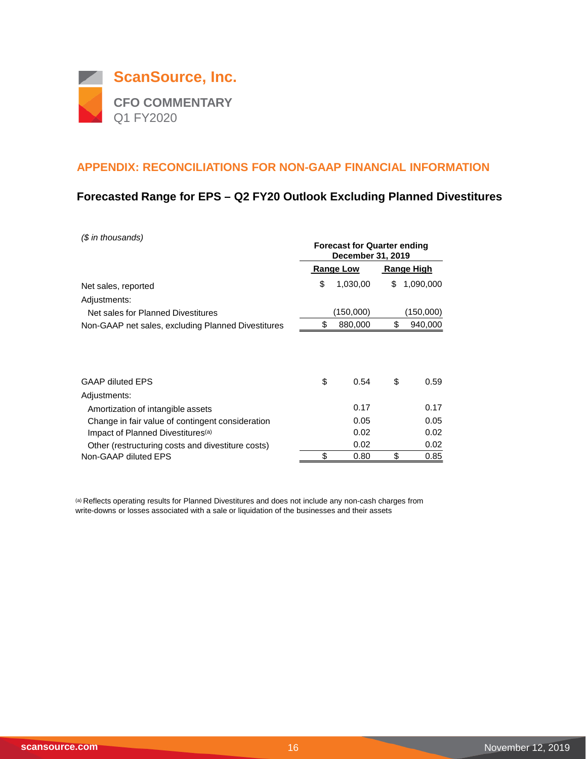# ScanSource, Inc.

## CFO COMMENTARY

Q1 FY2020

## APPENDIX: RECONCILIATIONS FOR NON-GAAP FINANCIAL INFORMATION

### Forecasted Range for EPS – Q2 FY20 Outlook Excluding Planned Divestitures

| *($ in thousands)* | Forecast for Quarter ending December 31, 2019 | |
|---|---|---|
| | **Range Low** | **Range High** |
| Net sales, reported | $ 1,030,00 | $ 1,090,000 |
| Adjustments: | | |
| Net sales for Planned Divestitures | (150,000) | (150,000) |
| Non-GAAP net sales, excluding Planned Divestitures | $ 880,000 | $ 940,000 |

| | Range Low | Range High |
|---|---|---|
| GAAP diluted EPS | $ 0.54 | $ 0.59 |
| Adjustments: | | |
| Amortization of intangible assets | 0.17 | 0.17 |
| Change in fair value of contingent consideration | 0.05 | 0.05 |
| Impact of Planned Divestitures[a] | 0.02 | 0.02 |
| Other (restructuring costs and divestiture costs) | 0.02 | 0.02 |
| Non-GAAP diluted EPS | $ 0.80 | $ 0.85 |

[a] Reflects operating results for Planned Divestitures and does not include any non-cash charges from write-downs or losses associated with a sale or liquidation of the businesses and their assets